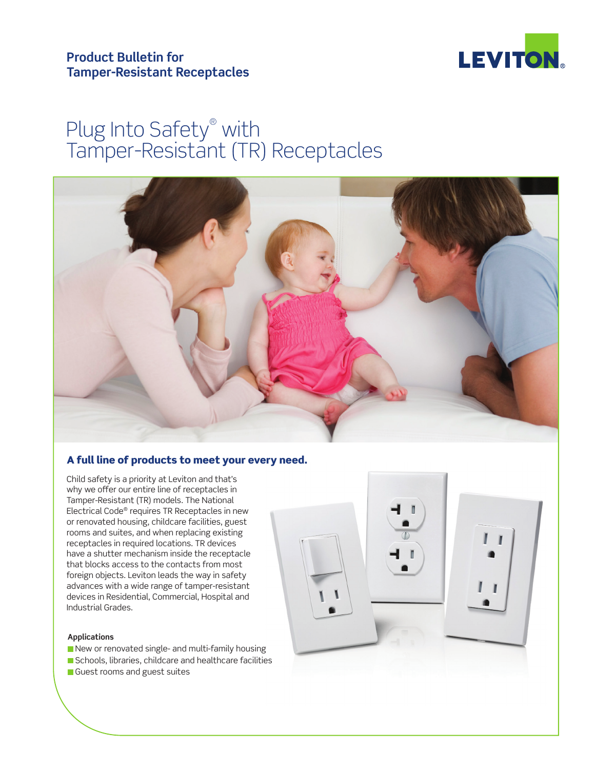**Product Bulletin for Tamper-Resistant Receptacles**

LEVITON®

# Plug Into Safety® with Tamper-Resistant (TR) Receptacles

## A full line of products to meet your every need.

Child safety is a priority at Leviton and that's why we offer our entire line of receptacles in Tamper-Resistant (TR) models. The National Electrical Code® requires TR Receptacles in new or renovated housing, childcare facilities, guest rooms and suites, and when replacing existing receptacles in required locations. TR devices have a shutter mechanism inside the receptacle that blocks access to the contacts from most foreign objects. Leviton leads the way in safety advances with a wide range of tamper-resistant devices in Residential, Commercial, Hospital and Industrial Grades.

**Applications**

- New or renovated single- and multi-family housing
- Schools, libraries, childcare and healthcare facilities
- Guest rooms and guest suites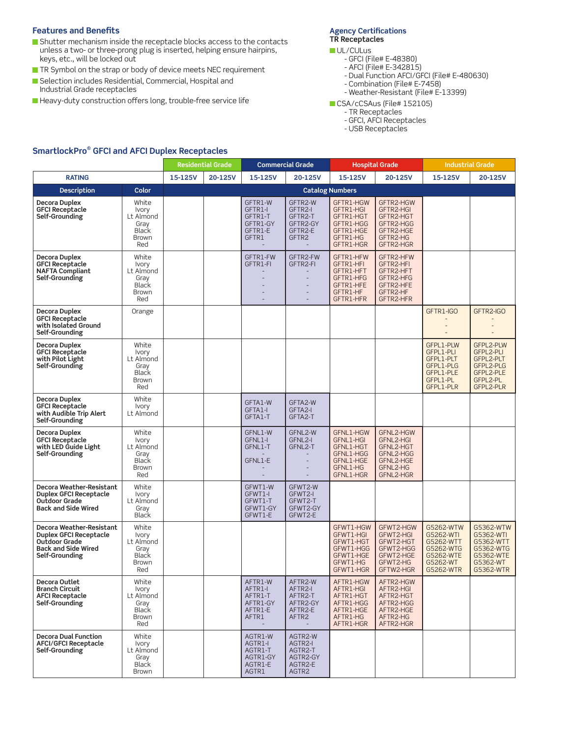## Features and Benefits

- Shutter mechanism inside the receptacle blocks access to the contacts unless a two- or three-prong plug is inserted, helping ensure hairpins, keys, etc., will be locked out
- TR Symbol on the strap or body of device meets NEC requirement
- Selection includes Residential, Commercial, Hospital and Industrial Grade receptacles
- Heavy-duty construction offers long, trouble-free service life

## Agency Certifications

**TR Receptacles**

- UL/CULus
  - GFCI (File# E-48380)
  - AFCI (File# E-342815)
  - Dual Function AFCI/GFCI (File# E-480630)
  - Combination (File# E-7458)
  - Weather-Resistant (File# E-13399)
- CSA/cCSAus (File# 152105)
  - TR Receptacles
  - GFCI, AFCI Receptacles
  - USB Receptacles

## SmartlockPro® GFCI and AFCI Duplex Receptacles

| | | Residential Grade | | Commercial Grade | | Hospital Grade | | Industrial Grade | |
|---|---|---|---|---|---|---|---|---|---|
| **RATING** | | 15-125V | 20-125V | 15-125V | 20-125V | 15-125V | 20-125V | 15-125V | 20-125V |
| **Description** | **Color** | Catalog Numbers | | | | | | | |
| **Decora Duplex GFCI Receptacle Self-Grounding** | White<br>Ivory<br>Lt Almond<br>Gray<br>Black<br>Brown<br>Red | | | GFTR1-W<br>GFTR1-I<br>GFTR1-T<br>GFTR1-GY<br>GFTR1-E<br>GFTR1<br>- | GFTR2-W<br>GFTR2-I<br>GFTR2-T<br>GFTR2-GY<br>GFTR2-E<br>GFTR2<br>- | GFTR1-HGW<br>GFTR1-HGI<br>GFTR1-HGT<br>GFTR1-HGG<br>GFTR1-HGE<br>GFTR1-HG<br>GFTR1-HGR | GFTR2-HGW<br>GFTR2-HGI<br>GFTR2-HGT<br>GFTR2-HGG<br>GFTR2-HGE<br>GFTR2-HG<br>GFTR2-HGR | | |
| **Decora Duplex GFCI Receptacle NAFTA Compliant Self-Grounding** | White<br>Ivory<br>Lt Almond<br>Gray<br>Black<br>Brown<br>Red | | | GFTR1-FW<br>GFTR1-FI<br>-<br>-<br>-<br>-<br>- | GFTR2-FW<br>GFTR2-FI<br>-<br>-<br>-<br>-<br>- | GFTR1-HFW<br>GFTR1-HFI<br>GFTR1-HFT<br>GFTR1-HFG<br>GFTR1-HFE<br>GFTR1-HF<br>GFTR1-HFR | GFTR2-HFW<br>GFTR2-HFI<br>GFTR2-HFT<br>GFTR2-HFG<br>GFTR2-HFE<br>GFTR2-HF<br>GFTR2-HFR | | |
| **Decora Duplex GFCI Receptacle with Isolated Ground Self-Grounding** | Orange | | | | | | | GFTR1-IGO<br>-<br>-<br>- | GFTR2-IGO<br>-<br>-<br>- |
| **Decora Duplex GFCI Receptacle with Pilot Light Self-Grounding** | White<br>Ivory<br>Lt Almond<br>Gray<br>Black<br>Brown<br>Red | | | | | | | GFPL1-PLW<br>GFPL1-PLI<br>GFPL1-PLT<br>GFPL1-PLG<br>GFPL1-PLE<br>GFPL1-PL<br>GFPL1-PLR | GFPL2-PLW<br>GFPL2-PLI<br>GFPL2-PLT<br>GFPL2-PLG<br>GFPL2-PLE<br>GFPL2-PL<br>GFPL2-PLR |
| **Decora Duplex GFCI Receptacle with Audible Trip Alert Self-Grounding** | White<br>Ivory<br>Lt Almond | | | GFTA1-W<br>GFTA1-I<br>GFTA1-T | GFTA2-W<br>GFTA2-I<br>GFTA2-T | | | | |
| **Decora Duplex GFCI Receptacle with LED Guide Light Self-Grounding** | White<br>Ivory<br>Lt Almond<br>Gray<br>Black<br>Brown<br>Red | | | GFNL1-W<br>GFNL1-I<br>GFNL1-T<br>-<br>GFNL1-E<br>-<br>- | GFNL2-W<br>GFNL2-I<br>GFNL2-T<br>-<br>-<br>-<br>- | GFNL1-HGW<br>GFNL1-HGI<br>GFNL1-HGT<br>GFNL1-HGG<br>GFNL1-HGE<br>GFNL1-HG<br>GFNL1-HGR | GFNL2-HGW<br>GFNL2-HGI<br>GFNL2-HGT<br>GFNL2-HGG<br>GFNL2-HGE<br>GFNL2-HG<br>GFNL2-HGR | | |
| **Decora Weather-Resistant Duplex GFCI Receptacle Outdoor Grade Back and Side Wired** | White<br>Ivory<br>Lt Almond<br>Gray<br>Black | | | GFWT1-W<br>GFWT1-I<br>GFWT1-T<br>GFWT1-GY<br>GFWT1-E | GFWT2-W<br>GFWT2-I<br>GFWT2-T<br>GFWT2-GY<br>GFWT2-E | | | | |
| **Decora Weather-Resistant Duplex GFCI Receptacle Outdoor Grade Back and Side Wired Self-Grounding** | White<br>Ivory<br>Lt Almond<br>Gray<br>Black<br>Brown<br>Red | | | | | GFWT1-HGW<br>GFWT1-HGI<br>GFWT1-HGT<br>GFWT1-HGG<br>GFWT1-HGE<br>GFWT1-HG<br>GFWT1-HGR | GFWT2-HGW<br>GFWT2-HGI<br>GFWT2-HGT<br>GFWT2-HGG<br>GFWT2-HGE<br>GFWT2-HG<br>GFTW2-HGR | G5262-WTW<br>G5262-WTI<br>G5262-WTT<br>G5262-WTG<br>G5262-WTE<br>G5262-WT<br>G5262-WTR | G5362-WTW<br>G5362-WTI<br>G5362-WTT<br>G5362-WTG<br>G5362-WTE<br>G5362-WT<br>G5362-WTR |
| **Decora Outlet Branch Circuit AFCI Receptacle Self-Grounding** | White<br>Ivory<br>Lt Almond<br>Gray<br>Black<br>Brown<br>Red | | | AFTR1-W<br>AFTR1-I<br>AFTR1-T<br>AFTR1-GY<br>AFTR1-E<br>AFTR1<br>- | AFTR2-W<br>AFTR2-I<br>AFTR2-T<br>AFTR2-GY<br>AFTR2-E<br>AFTR2<br>- | AFTR1-HGW<br>AFTR1-HGI<br>AFTR1-HGT<br>AFTR1-HGG<br>AFTR1-HGE<br>AFTR1-HG<br>AFTR1-HGR | AFTR2-HGW<br>AFTR2-HGI<br>AFTR2-HGT<br>AFTR2-HGG<br>AFTR2-HGE<br>AFTR2-HG<br>AFTR2-HGR | | |
| **Decora Dual Function AFCI/GFCI Receptacle Self-Grounding** | White<br>Ivory<br>Lt Almond<br>Gray<br>Black<br>Brown | | | AGTR1-W<br>AGTR1-I<br>AGTR1-T<br>AGTR1-GY<br>AGTR1-E<br>AGTR1 | AGTR2-W<br>AGTR2-I<br>AGTR2-T<br>AGTR2-GY<br>AGTR2-E<br>AGTR2 | | | | |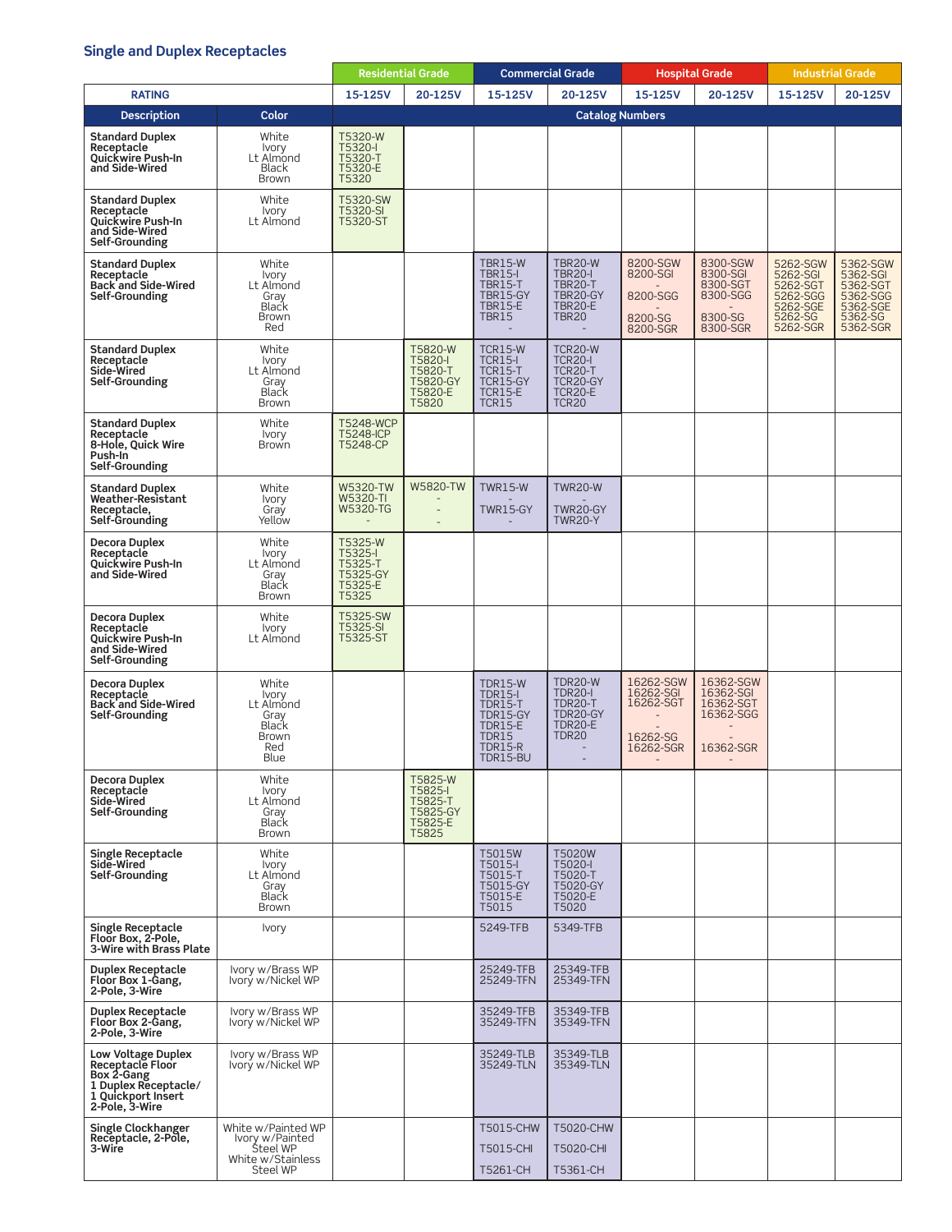## Single and Duplex Receptacles

| | | Residential Grade | | Commercial Grade | | Hospital Grade | | Industrial Grade | |
|---|---|---|---|---|---|---|---|---|---|
| RATING | | 15-125V | 20-125V | 15-125V | 20-125V | 15-125V | 20-125V | 15-125V | 20-125V |
| **Description** | **Color** | **Catalog Numbers** | | | | | | | |
| **Standard Duplex Receptacle Quickwire Push-In and Side-Wired** | White<br>Ivory<br>Lt Almond<br>Black<br>Brown | T5320-W<br>T5320-I<br>T5320-T<br>T5320-E<br>T5320 | | | | | | | |
| **Standard Duplex Receptacle Quickwire Push-In and Side-Wired Self-Grounding** | White<br>Ivory<br>Lt Almond | T5320-SW<br>T5320-SI<br>T5320-ST | | | | | | | |
| **Standard Duplex Receptacle Back and Side-Wired Self-Grounding** | White<br>Ivory<br>Lt Almond<br>Gray<br>Black<br>Brown<br>Red | | | TBR15-W<br>TBR15-I<br>TBR15-T<br>TBR15-GY<br>TBR15-E<br>TBR15<br>- | TBR20-W<br>TBR20-I<br>TBR20-T<br>TBR20-GY<br>TBR20-E<br>TBR20<br>- | 8200-SGW<br>8200-SGI<br>-<br>8200-SGG<br>-<br>8200-SG<br>8200-SGR | 8300-SGW<br>8300-SGI<br>8300-SGT<br>8300-SGG<br>-<br>8300-SG<br>8300-SGR | 5262-SGW<br>5262-SGI<br>5262-SGT<br>5262-SGG<br>5262-SGE<br>5262-SG<br>5262-SGR | 5362-SGW<br>5362-SGI<br>5362-SGT<br>5362-SGG<br>5362-SGE<br>5362-SG<br>5362-SGR |
| **Standard Duplex Receptacle Side-Wired Self-Grounding** | White<br>Ivory<br>Lt Almond<br>Gray<br>Black<br>Brown | | T5820-W<br>T5820-I<br>T5820-T<br>T5820-GY<br>T5820-E<br>T5820 | TCR15-W<br>TCR15-I<br>TCR15-T<br>TCR15-GY<br>TCR15-E<br>TCR15 | TCR20-W<br>TCR20-I<br>TCR20-T<br>TCR20-GY<br>TCR20-E<br>TCR20 | | | | |
| **Standard Duplex Receptacle 8-Hole, Quick Wire Push-In Self-Grounding** | White<br>Ivory<br>Brown | T5248-WCP<br>T5248-ICP<br>T5248-CP | | | | | | | |
| **Standard Duplex Weather-Resistant Receptacle, Self-Grounding** | White<br>Ivory<br>Gray<br>Yellow | W5320-TW<br>W5320-TI<br>W5320-TG<br>- | W5820-TW<br>-<br>-<br>- | TWR15-W<br>-<br>TWR15-GY<br>- | TWR20-W<br>-<br>TWR20-GY<br>TWR20-Y | | | | |
| **Decora Duplex Receptacle Quickwire Push-In and Side-Wired** | White<br>Ivory<br>Lt Almond<br>Gray<br>Black<br>Brown | T5325-W<br>T5325-I<br>T5325-T<br>T5325-GY<br>T5325-E<br>T5325 | | | | | | | |
| **Decora Duplex Receptacle Quickwire Push-In and Side-Wired Self-Grounding** | White<br>Ivory<br>Lt Almond | T5325-SW<br>T5325-SI<br>T5325-ST | | | | | | | |
| **Decora Duplex Receptacle Back and Side-Wired Self-Grounding** | White<br>Ivory<br>Lt Almond<br>Gray<br>Black<br>Brown<br>Red<br>Blue | | | TDR15-W<br>TDR15-I<br>TDR15-T<br>TDR15-GY<br>TDR15-E<br>TDR15<br>TDR15-R<br>TDR15-BU | TDR20-W<br>TDR20-I<br>TDR20-T<br>TDR20-GY<br>TDR20-E<br>TDR20<br>-<br>- | 16262-SGW<br>16262-SGI<br>16262-SGT<br>-<br>-<br>16262-SG<br>16262-SGR<br>- | 16362-SGW<br>16362-SGI<br>16362-SGT<br>16362-SGG<br>-<br>-<br>16362-SGR<br>- | | |
| **Decora Duplex Receptacle Side-Wired Self-Grounding** | White<br>Ivory<br>Lt Almond<br>Gray<br>Black<br>Brown | | T5825-W<br>T5825-I<br>T5825-T<br>T5825-GY<br>T5825-E<br>T5825 | | | | | | |
| **Single Receptacle Side-Wired Self-Grounding** | White<br>Ivory<br>Lt Almond<br>Gray<br>Black<br>Brown | | | T5015W<br>T5015-I<br>T5015-T<br>T5015-GY<br>T5015-E<br>T5015 | T5020W<br>T5020-I<br>T5020-T<br>T5020-GY<br>T5020-E<br>T5020 | | | | |
| **Single Receptacle Floor Box, 2-Pole, 3-Wire with Brass Plate** | Ivory | | | 5249-TFB | 5349-TFB | | | | |
| **Duplex Receptacle Floor Box 1-Gang, 2-Pole, 3-Wire** | Ivory w/Brass WP<br>Ivory w/Nickel WP | | | 25249-TFB<br>25249-TFN | 25349-TFB<br>25349-TFN | | | | |
| **Duplex Receptacle Floor Box 2-Gang, 2-Pole, 3-Wire** | Ivory w/Brass WP<br>Ivory w/Nickel WP | | | 35249-TFB<br>35249-TFN | 35349-TFB<br>35349-TFN | | | | |
| **Low Voltage Duplex Receptacle Floor Box 2-Gang 1 Duplex Receptacle/ 1 Quickport Insert 2-Pole, 3-Wire** | Ivory w/Brass WP<br>Ivory w/Nickel WP | | | 35249-TLB<br>35249-TLN | 35349-TLB<br>35349-TLN | | | | |
| **Single Clockhanger Receptacle, 2-Pole, 3-Wire** | White w/Painted WP<br>Ivory w/Painted Steel WP<br>White w/Stainless Steel WP | | | T5015-CHW<br>T5015-CHI<br>T5261-CH | T5020-CHW<br>T5020-CHI<br>T5361-CH | | | | |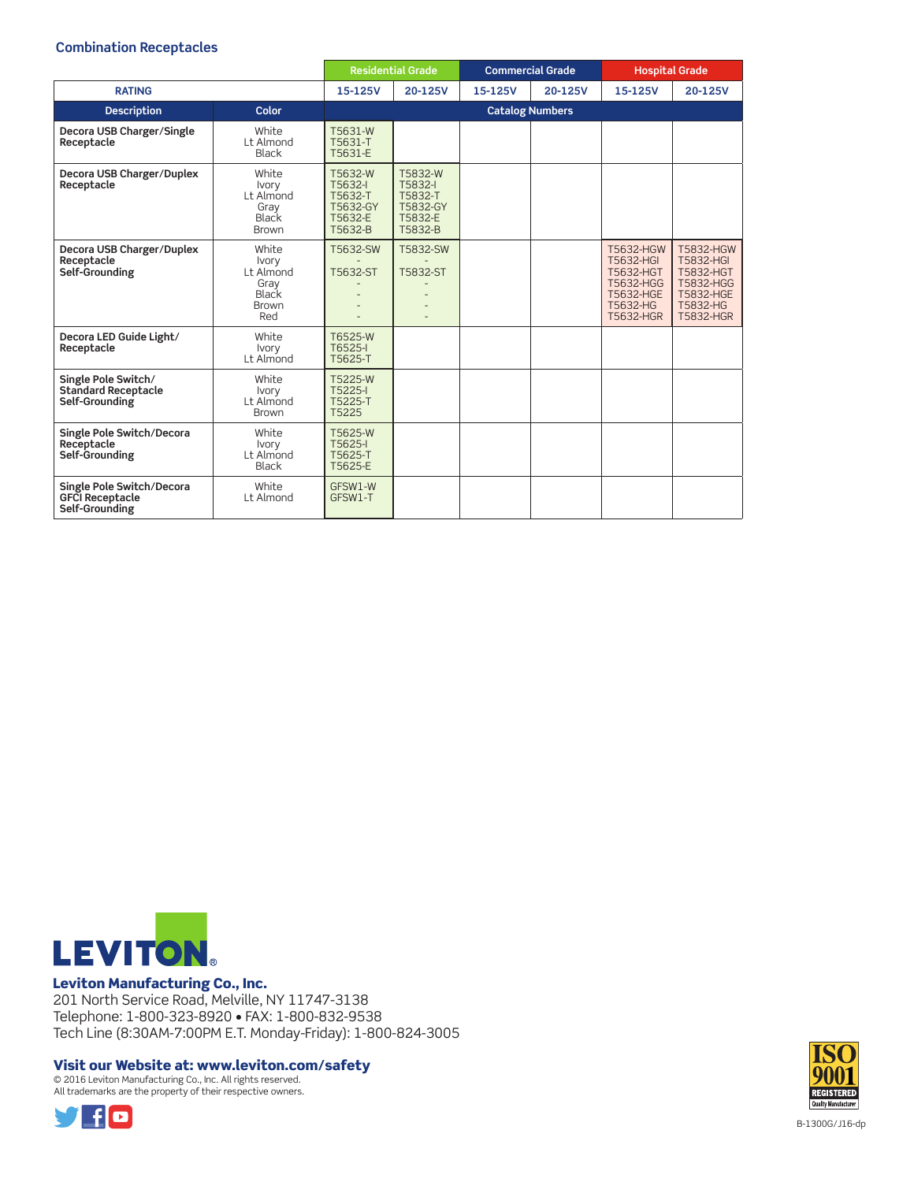### Combination Receptacles

| | | Residential Grade | | Commercial Grade | | Hospital Grade | |
|---|---|---|---|---|---|---|---|
| **RATING** | | 15-125V | 20-125V | 15-125V | 20-125V | 15-125V | 20-125V |
| **Description** | **Color** | **Catalog Numbers** | | | | | |
| **Decora USB Charger/Single Receptacle** | White<br>Lt Almond<br>Black | T5631-W<br>T5631-T<br>T5631-E | | | | | |
| **Decora USB Charger/Duplex Receptacle** | White<br>Ivory<br>Lt Almond<br>Gray<br>Black<br>Brown | T5632-W<br>T5632-I<br>T5632-T<br>T5632-GY<br>T5632-E<br>T5632-B | T5832-W<br>T5832-I<br>T5832-T<br>T5832-GY<br>T5832-E<br>T5832-B | | | | |
| **Decora USB Charger/Duplex Receptacle Self-Grounding** | White<br>Ivory<br>Lt Almond<br>Gray<br>Black<br>Brown<br>Red | T5632-SW<br>-<br>T5632-ST<br>-<br>-<br>-<br>- | T5832-SW<br>-<br>T5832-ST<br>-<br>-<br>-<br>- | | | T5632-HGW<br>T5632-HGI<br>T5632-HGT<br>T5632-HGG<br>T5632-HGE<br>T5632-HG<br>T5632-HGR | T5832-HGW<br>T5832-HGI<br>T5832-HGT<br>T5832-HGG<br>T5832-HGE<br>T5832-HG<br>T5832-HGR |
| **Decora LED Guide Light/ Receptacle** | White<br>Ivory<br>Lt Almond | T6525-W<br>T6525-I<br>T5625-T | | | | | |
| **Single Pole Switch/ Standard Receptacle Self-Grounding** | White<br>Ivory<br>Lt Almond<br>Brown | T5225-W<br>T5225-I<br>T5225-T<br>T5225 | | | | | |
| **Single Pole Switch/Decora Receptacle Self-Grounding** | White<br>Ivory<br>Lt Almond<br>Black | T5625-W<br>T5625-I<br>T5625-T<br>T5625-E | | | | | |
| **Single Pole Switch/Decora GFCI Receptacle Self-Grounding** | White<br>Lt Almond | GFSW1-W<br>GFSW1-T | | | | | |

**Leviton Manufacturing Co., Inc.**
201 North Service Road, Melville, NY 11747-3138
Telephone: 1-800-323-8920 • FAX: 1-800-832-9538
Tech Line (8:30AM-7:00PM E.T. Monday-Friday): 1-800-824-3005

**Visit our Website at: www.leviton.com/safety**
© 2016 Leviton Manufacturing Co., Inc. All rights reserved.
All trademarks are the property of their respective owners.

B-1300G/J16-dp